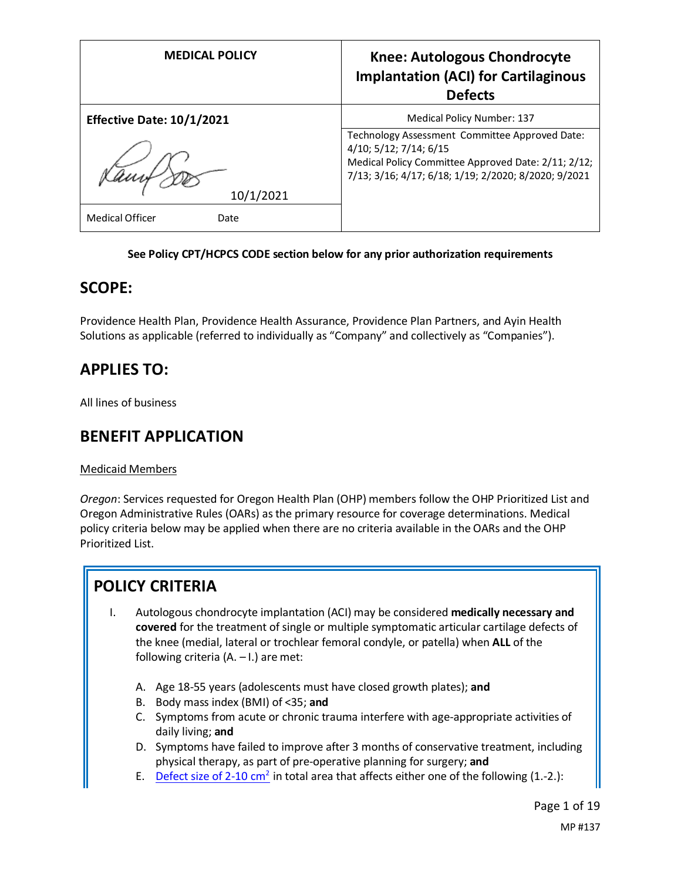| MEDICAL POLICY | Knee: Autologous Chondrocyte Implantation (ACI) for Cartilaginous Defects |
|---|---|
| **Effective Date: 10/1/2021** | Medical Policy Number: 137 |
| 10/1/2021 | Technology Assessment Committee Approved Date: 4/10; 5/12; 7/14; 6/15<br>Medical Policy Committee Approved Date: 2/11; 2/12; 7/13; 3/16; 4/17; 6/18; 1/19; 2/2020; 8/2020; 9/2021 |
| Medical Officer Date | |

**See Policy CPT/HCPCS CODE section below for any prior authorization requirements**

## SCOPE:

Providence Health Plan, Providence Health Assurance, Providence Plan Partners, and Ayin Health Solutions as applicable (referred to individually as "Company" and collectively as "Companies").

## APPLIES TO:

All lines of business

## BENEFIT APPLICATION

Medicaid Members

*Oregon*: Services requested for Oregon Health Plan (OHP) members follow the OHP Prioritized List and Oregon Administrative Rules (OARs) as the primary resource for coverage determinations. Medical policy criteria below may be applied when there are no criteria available in the OARs and the OHP Prioritized List.

## POLICY CRITERIA

I. Autologous chondrocyte implantation (ACI) may be considered **medically necessary and covered** for the treatment of single or multiple symptomatic articular cartilage defects of the knee (medial, lateral or trochlear femoral condyle, or patella) when **ALL** of the following criteria (A. – I.) are met:

   A. Age 18-55 years (adolescents must have closed growth plates); **and**
   B. Body mass index (BMI) of <35; **and**
   C. Symptoms from acute or chronic trauma interfere with age-appropriate activities of daily living; **and**
   D. Symptoms have failed to improve after 3 months of conservative treatment, including physical therapy, as part of pre-operative planning for surgery; **and**
   E. Defect size of 2-10 $cm^2$ in total area that affects either one of the following (1.-2.):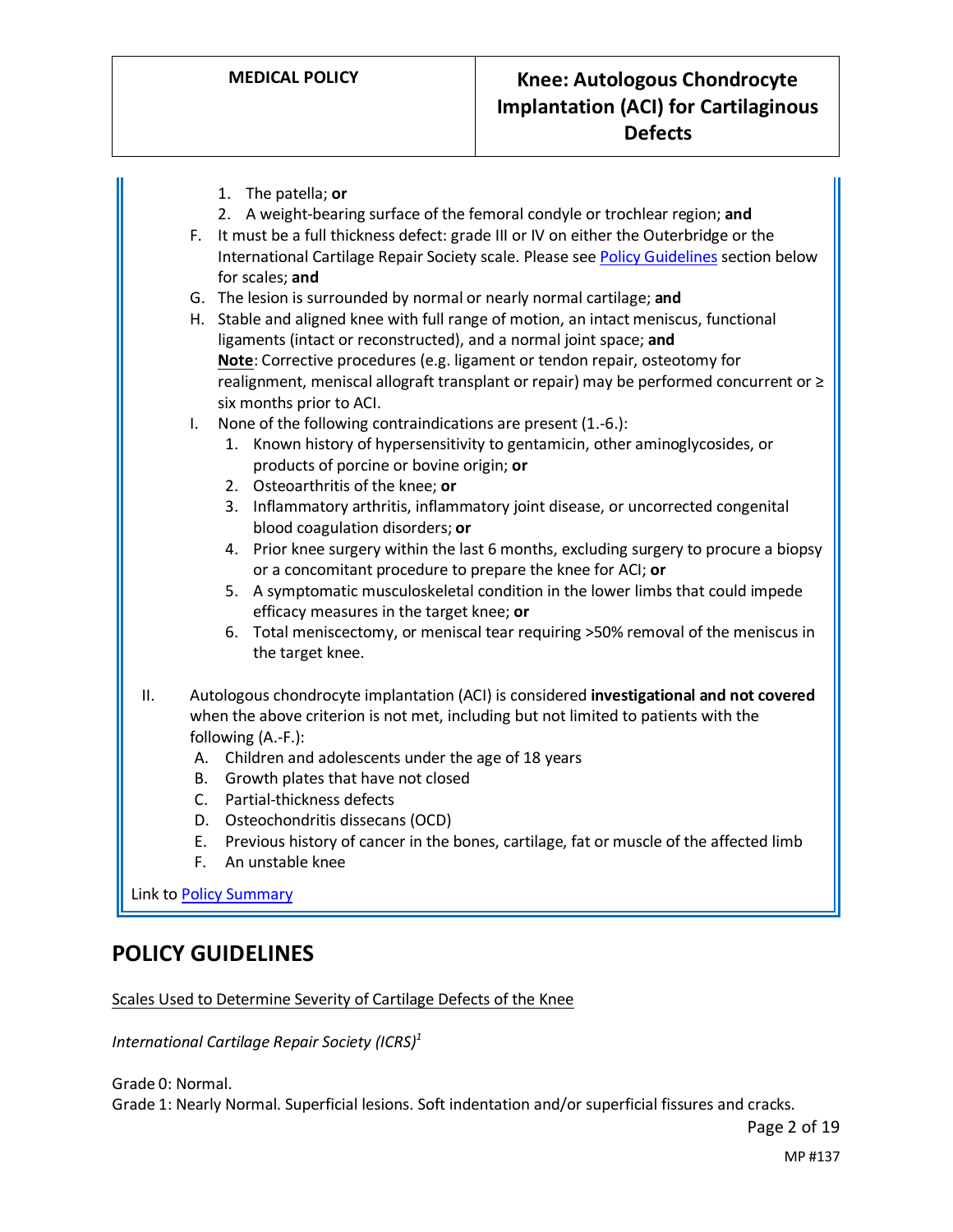1. The patella; **or**
2. A weight-bearing surface of the femoral condyle or trochlear region; **and**

F. It must be a full thickness defect: grade III or IV on either the Outerbridge or the International Cartilage Repair Society scale. Please see Policy Guidelines section below for scales; **and**

G. The lesion is surrounded by normal or nearly normal cartilage; **and**

H. Stable and aligned knee with full range of motion, an intact meniscus, functional ligaments (intact or reconstructed), and a normal joint space; **and**
**Note**: Corrective procedures (e.g. ligament or tendon repair, osteotomy for realignment, meniscal allograft transplant or repair) may be performed concurrent or ≥ six months prior to ACI.

I. None of the following contraindications are present (1.-6.):
   1. Known history of hypersensitivity to gentamicin, other aminoglycosides, or products of porcine or bovine origin; **or**
   2. Osteoarthritis of the knee; **or**
   3. Inflammatory arthritis, inflammatory joint disease, or uncorrected congenital blood coagulation disorders; **or**
   4. Prior knee surgery within the last 6 months, excluding surgery to procure a biopsy or a concomitant procedure to prepare the knee for ACI; **or**
   5. A symptomatic musculoskeletal condition in the lower limbs that could impede efficacy measures in the target knee; **or**
   6. Total meniscectomy, or meniscal tear requiring >50% removal of the meniscus in the target knee.

II. Autologous chondrocyte implantation (ACI) is considered **investigational and not covered** when the above criterion is not met, including but not limited to patients with the following (A.-F.):
   A. Children and adolescents under the age of 18 years
   B. Growth plates that have not closed
   C. Partial-thickness defects
   D. Osteochondritis dissecans (OCD)
   E. Previous history of cancer in the bones, cartilage, fat or muscle of the affected limb
   F. An unstable knee

Link to Policy Summary

## POLICY GUIDELINES

Scales Used to Determine Severity of Cartilage Defects of the Knee

*International Cartilage Repair Society (ICRS)*[1]

Grade 0: Normal.
Grade 1: Nearly Normal. Superficial lesions. Soft indentation and/or superficial fissures and cracks.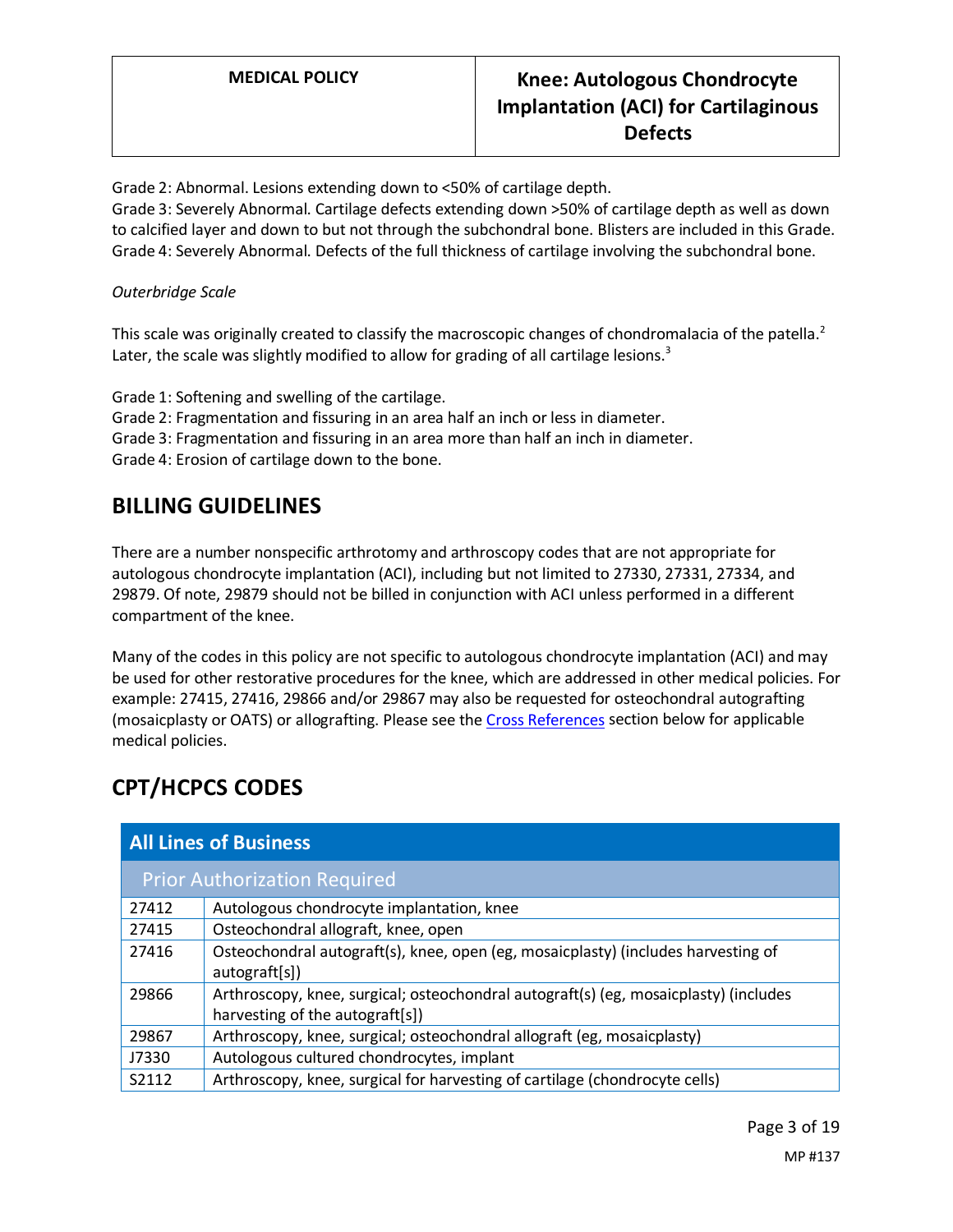Grade 2: Abnormal. Lesions extending down to <50% of cartilage depth.
Grade 3: Severely Abnormal. Cartilage defects extending down >50% of cartilage depth as well as down to calcified layer and down to but not through the subchondral bone. Blisters are included in this Grade.
Grade 4: Severely Abnormal. Defects of the full thickness of cartilage involving the subchondral bone.

*Outerbridge Scale*

This scale was originally created to classify the macroscopic changes of chondromalacia of the patella.[2] Later, the scale was slightly modified to allow for grading of all cartilage lesions.[3]

Grade 1: Softening and swelling of the cartilage.
Grade 2: Fragmentation and fissuring in an area half an inch or less in diameter.
Grade 3: Fragmentation and fissuring in an area more than half an inch in diameter.
Grade 4: Erosion of cartilage down to the bone.

## BILLING GUIDELINES

There are a number nonspecific arthrotomy and arthroscopy codes that are not appropriate for autologous chondrocyte implantation (ACI), including but not limited to 27330, 27331, 27334, and 29879. Of note, 29879 should not be billed in conjunction with ACI unless performed in a different compartment of the knee.

Many of the codes in this policy are not specific to autologous chondrocyte implantation (ACI) and may be used for other restorative procedures for the knee, which are addressed in other medical policies. For example: 27415, 27416, 29866 and/or 29867 may also be requested for osteochondral autografting (mosaicplasty or OATS) or allografting. Please see the Cross References section below for applicable medical policies.

## CPT/HCPCS CODES

| All Lines of Business | |
|---|---|
| Prior Authorization Required | |
| 27412 | Autologous chondrocyte implantation, knee |
| 27415 | Osteochondral allograft, knee, open |
| 27416 | Osteochondral autograft(s), knee, open (eg, mosaicplasty) (includes harvesting of autograft[s]) |
| 29866 | Arthroscopy, knee, surgical; osteochondral autograft(s) (eg, mosaicplasty) (includes harvesting of the autograft[s]) |
| 29867 | Arthroscopy, knee, surgical; osteochondral allograft (eg, mosaicplasty) |
| J7330 | Autologous cultured chondrocytes, implant |
| S2112 | Arthroscopy, knee, surgical for harvesting of cartilage (chondrocyte cells) |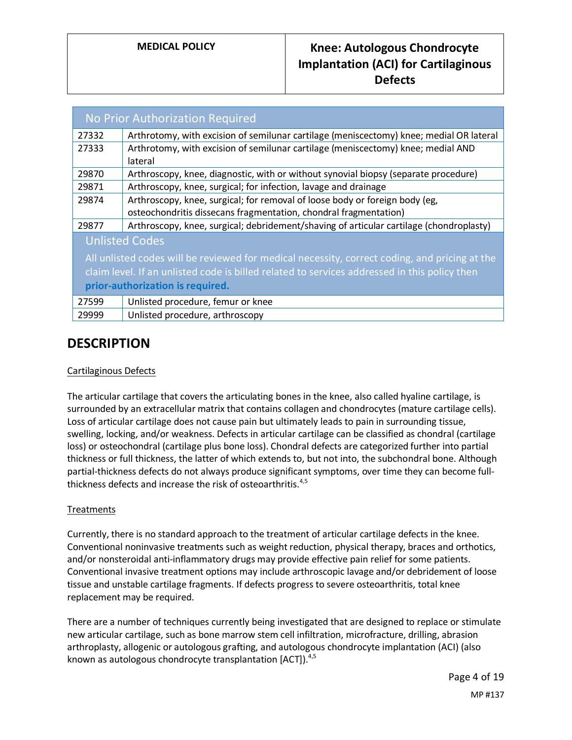| No Prior Authorization Required | |
|---|---|
| 27332 | Arthrotomy, with excision of semilunar cartilage (meniscectomy) knee; medial OR lateral |
| 27333 | Arthrotomy, with excision of semilunar cartilage (meniscectomy) knee; medial AND lateral |
| 29870 | Arthroscopy, knee, diagnostic, with or without synovial biopsy (separate procedure) |
| 29871 | Arthroscopy, knee, surgical; for infection, lavage and drainage |
| 29874 | Arthroscopy, knee, surgical; for removal of loose body or foreign body (eg, osteochondritis dissecans fragmentation, chondral fragmentation) |
| 29877 | Arthroscopy, knee, surgical; debridement/shaving of articular cartilage (chondroplasty) |
| **Unlisted Codes** All unlisted codes will be reviewed for medical necessity, correct coding, and pricing at the claim level. If an unlisted code is billed related to services addressed in this policy then **prior-authorization is required.** | |
| 27599 | Unlisted procedure, femur or knee |
| 29999 | Unlisted procedure, arthroscopy |

## DESCRIPTION

### Cartilaginous Defects

The articular cartilage that covers the articulating bones in the knee, also called hyaline cartilage, is surrounded by an extracellular matrix that contains collagen and chondrocytes (mature cartilage cells). Loss of articular cartilage does not cause pain but ultimately leads to pain in surrounding tissue, swelling, locking, and/or weakness. Defects in articular cartilage can be classified as chondral (cartilage loss) or osteochondral (cartilage plus bone loss). Chondral defects are categorized further into partial thickness or full thickness, the latter of which extends to, but not into, the subchondral bone. Although partial-thickness defects do not always produce significant symptoms, over time they can become full-thickness defects and increase the risk of osteoarthritis.[4,5]

### Treatments

Currently, there is no standard approach to the treatment of articular cartilage defects in the knee. Conventional noninvasive treatments such as weight reduction, physical therapy, braces and orthotics, and/or nonsteroidal anti-inflammatory drugs may provide effective pain relief for some patients. Conventional invasive treatment options may include arthroscopic lavage and/or debridement of loose tissue and unstable cartilage fragments. If defects progress to severe osteoarthritis, total knee replacement may be required.

There are a number of techniques currently being investigated that are designed to replace or stimulate new articular cartilage, such as bone marrow stem cell infiltration, microfracture, drilling, abrasion arthroplasty, allogenic or autologous grafting, and autologous chondrocyte implantation (ACI) (also known as autologous chondrocyte transplantation [ACT]).[4,5]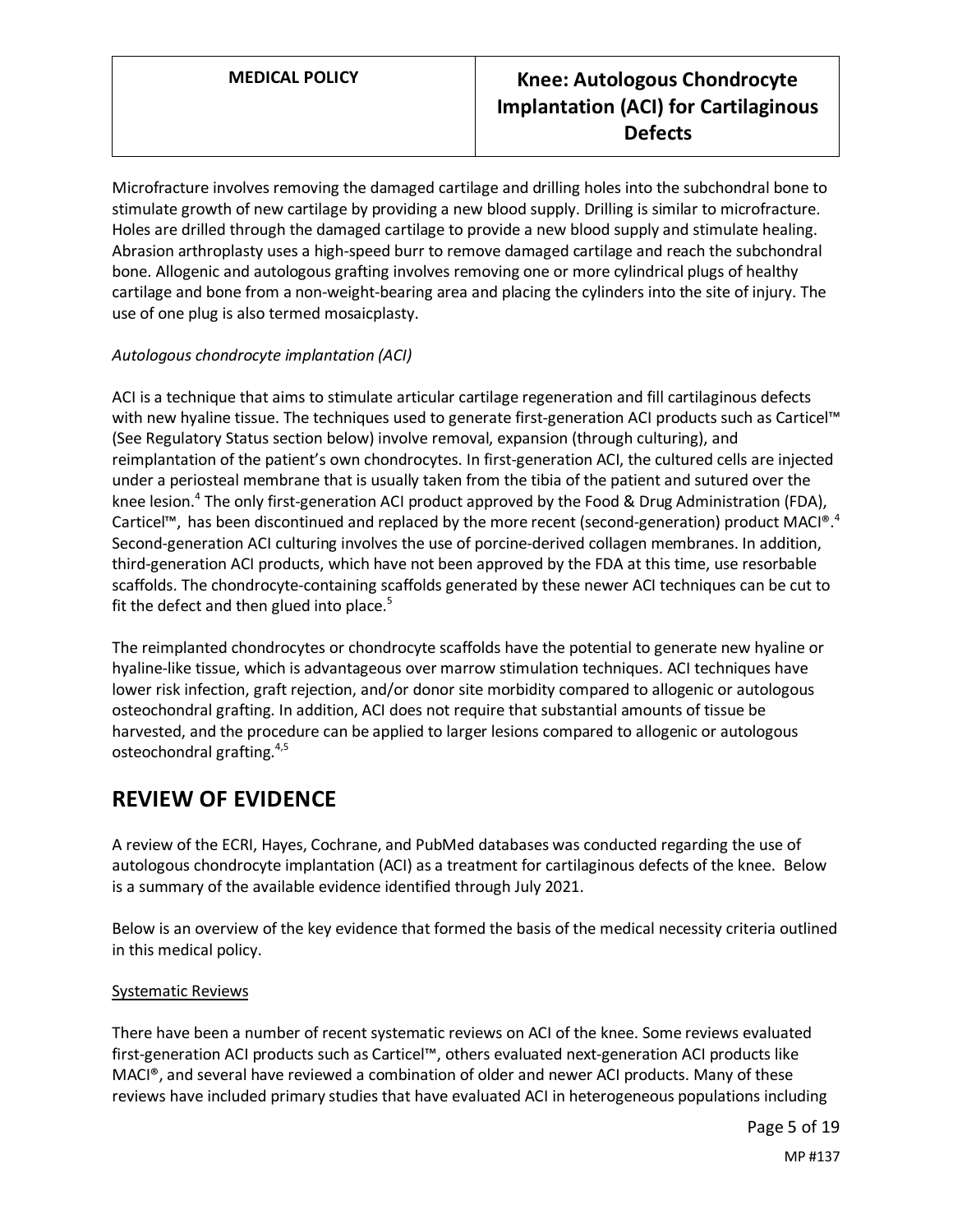Microfracture involves removing the damaged cartilage and drilling holes into the subchondral bone to stimulate growth of new cartilage by providing a new blood supply. Drilling is similar to microfracture. Holes are drilled through the damaged cartilage to provide a new blood supply and stimulate healing. Abrasion arthroplasty uses a high-speed burr to remove damaged cartilage and reach the subchondral bone. Allogenic and autologous grafting involves removing one or more cylindrical plugs of healthy cartilage and bone from a non-weight-bearing area and placing the cylinders into the site of injury. The use of one plug is also termed mosaicplasty.

*Autologous chondrocyte implantation (ACI)*

ACI is a technique that aims to stimulate articular cartilage regeneration and fill cartilaginous defects with new hyaline tissue. The techniques used to generate first-generation ACI products such as Carticel™ (See Regulatory Status section below) involve removal, expansion (through culturing), and reimplantation of the patient's own chondrocytes. In first-generation ACI, the cultured cells are injected under a periosteal membrane that is usually taken from the tibia of the patient and sutured over the knee lesion.[4] The only first-generation ACI product approved by the Food & Drug Administration (FDA), Carticel™, has been discontinued and replaced by the more recent (second-generation) product MACI®.[4] Second-generation ACI culturing involves the use of porcine-derived collagen membranes. In addition, third-generation ACI products, which have not been approved by the FDA at this time, use resorbable scaffolds. The chondrocyte-containing scaffolds generated by these newer ACI techniques can be cut to fit the defect and then glued into place.[5]

The reimplanted chondrocytes or chondrocyte scaffolds have the potential to generate new hyaline or hyaline-like tissue, which is advantageous over marrow stimulation techniques. ACI techniques have lower risk infection, graft rejection, and/or donor site morbidity compared to allogenic or autologous osteochondral grafting. In addition, ACI does not require that substantial amounts of tissue be harvested, and the procedure can be applied to larger lesions compared to allogenic or autologous osteochondral grafting.[4,5]

## REVIEW OF EVIDENCE

A review of the ECRI, Hayes, Cochrane, and PubMed databases was conducted regarding the use of autologous chondrocyte implantation (ACI) as a treatment for cartilaginous defects of the knee. Below is a summary of the available evidence identified through July 2021.

Below is an overview of the key evidence that formed the basis of the medical necessity criteria outlined in this medical policy.

### Systematic Reviews

There have been a number of recent systematic reviews on ACI of the knee. Some reviews evaluated first-generation ACI products such as Carticel™, others evaluated next-generation ACI products like MACI®, and several have reviewed a combination of older and newer ACI products. Many of these reviews have included primary studies that have evaluated ACI in heterogeneous populations including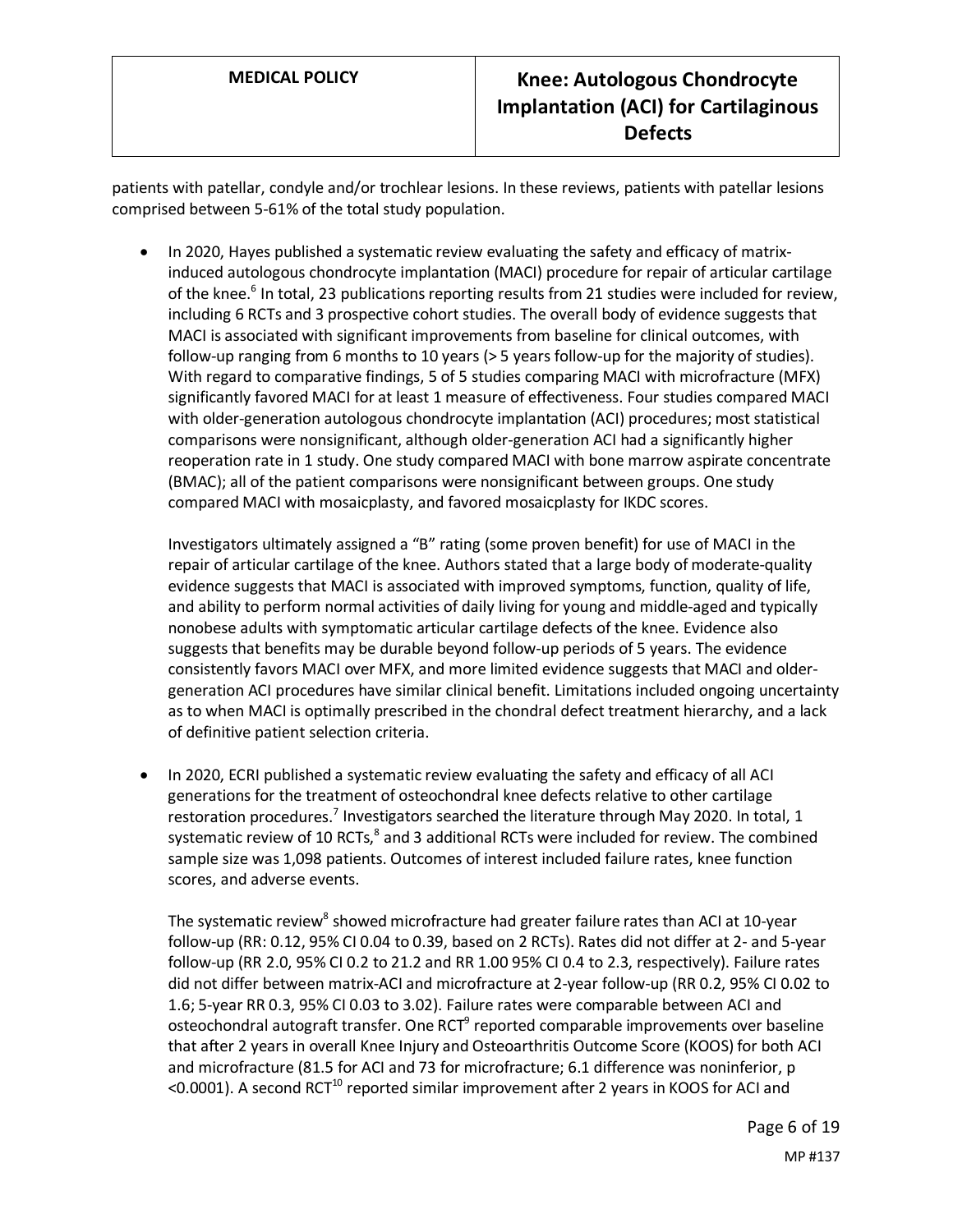patients with patellar, condyle and/or trochlear lesions. In these reviews, patients with patellar lesions comprised between 5-61% of the total study population.

- In 2020, Hayes published a systematic review evaluating the safety and efficacy of matrix-induced autologous chondrocyte implantation (MACI) procedure for repair of articular cartilage of the knee.[6] In total, 23 publications reporting results from 21 studies were included for review, including 6 RCTs and 3 prospective cohort studies. The overall body of evidence suggests that MACI is associated with significant improvements from baseline for clinical outcomes, with follow-up ranging from 6 months to 10 years (> 5 years follow-up for the majority of studies). With regard to comparative findings, 5 of 5 studies comparing MACI with microfracture (MFX) significantly favored MACI for at least 1 measure of effectiveness. Four studies compared MACI with older-generation autologous chondrocyte implantation (ACI) procedures; most statistical comparisons were nonsignificant, although older-generation ACI had a significantly higher reoperation rate in 1 study. One study compared MACI with bone marrow aspirate concentrate (BMAC); all of the patient comparisons were nonsignificant between groups. One study compared MACI with mosaicplasty, and favored mosaicplasty for IKDC scores.

  Investigators ultimately assigned a "B" rating (some proven benefit) for use of MACI in the repair of articular cartilage of the knee. Authors stated that a large body of moderate-quality evidence suggests that MACI is associated with improved symptoms, function, quality of life, and ability to perform normal activities of daily living for young and middle-aged and typically nonobese adults with symptomatic articular cartilage defects of the knee. Evidence also suggests that benefits may be durable beyond follow-up periods of 5 years. The evidence consistently favors MACI over MFX, and more limited evidence suggests that MACI and older-generation ACI procedures have similar clinical benefit. Limitations included ongoing uncertainty as to when MACI is optimally prescribed in the chondral defect treatment hierarchy, and a lack of definitive patient selection criteria.

- In 2020, ECRI published a systematic review evaluating the safety and efficacy of all ACI generations for the treatment of osteochondral knee defects relative to other cartilage restoration procedures.[7] Investigators searched the literature through May 2020. In total, 1 systematic review of 10 RCTs,[8] and 3 additional RCTs were included for review. The combined sample size was 1,098 patients. Outcomes of interest included failure rates, knee function scores, and adverse events.

  The systematic review[8] showed microfracture had greater failure rates than ACI at 10-year follow-up (RR: 0.12, 95% CI 0.04 to 0.39, based on 2 RCTs). Rates did not differ at 2- and 5-year follow-up (RR 2.0, 95% CI 0.2 to 21.2 and RR 1.00 95% CI 0.4 to 2.3, respectively). Failure rates did not differ between matrix-ACI and microfracture at 2-year follow-up (RR 0.2, 95% CI 0.02 to 1.6; 5-year RR 0.3, 95% CI 0.03 to 3.02). Failure rates were comparable between ACI and osteochondral autograft transfer. One RCT[9] reported comparable improvements over baseline that after 2 years in overall Knee Injury and Osteoarthritis Outcome Score (KOOS) for both ACI and microfracture (81.5 for ACI and 73 for microfracture; 6.1 difference was noninferior, $p < 0.0001$). A second RCT[10] reported similar improvement after 2 years in KOOS for ACI and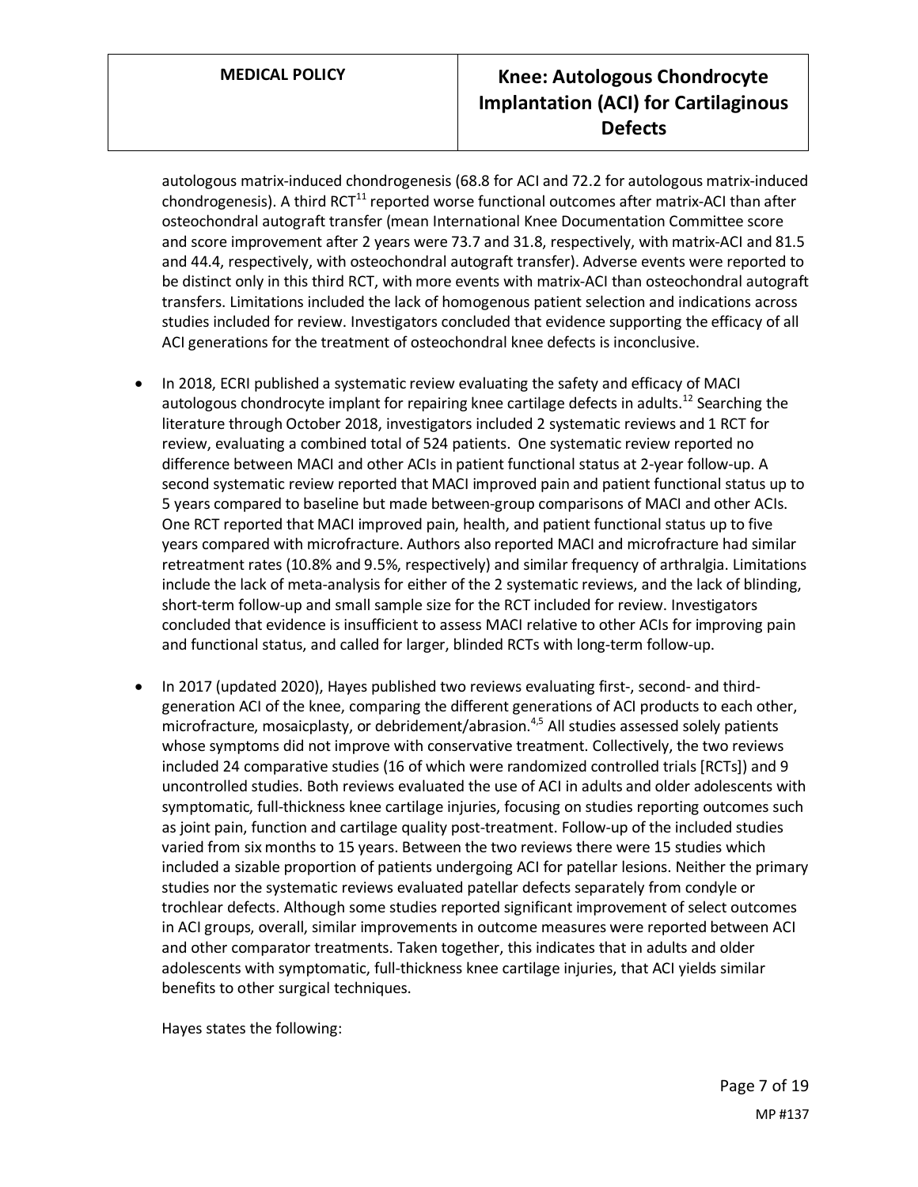autologous matrix-induced chondrogenesis (68.8 for ACI and 72.2 for autologous matrix-induced chondrogenesis). A third RCT[11] reported worse functional outcomes after matrix-ACI than after osteochondral autograft transfer (mean International Knee Documentation Committee score and score improvement after 2 years were 73.7 and 31.8, respectively, with matrix-ACI and 81.5 and 44.4, respectively, with osteochondral autograft transfer). Adverse events were reported to be distinct only in this third RCT, with more events with matrix-ACI than osteochondral autograft transfers. Limitations included the lack of homogenous patient selection and indications across studies included for review. Investigators concluded that evidence supporting the efficacy of all ACI generations for the treatment of osteochondral knee defects is inconclusive.

- In 2018, ECRI published a systematic review evaluating the safety and efficacy of MACI autologous chondrocyte implant for repairing knee cartilage defects in adults.[12] Searching the literature through October 2018, investigators included 2 systematic reviews and 1 RCT for review, evaluating a combined total of 524 patients. One systematic review reported no difference between MACI and other ACIs in patient functional status at 2-year follow-up. A second systematic review reported that MACI improved pain and patient functional status up to 5 years compared to baseline but made between-group comparisons of MACI and other ACIs. One RCT reported that MACI improved pain, health, and patient functional status up to five years compared with microfracture. Authors also reported MACI and microfracture had similar retreatment rates (10.8% and 9.5%, respectively) and similar frequency of arthralgia. Limitations include the lack of meta-analysis for either of the 2 systematic reviews, and the lack of blinding, short-term follow-up and small sample size for the RCT included for review. Investigators concluded that evidence is insufficient to assess MACI relative to other ACIs for improving pain and functional status, and called for larger, blinded RCTs with long-term follow-up.

- In 2017 (updated 2020), Hayes published two reviews evaluating first-, second- and third-generation ACI of the knee, comparing the different generations of ACI products to each other, microfracture, mosaicplasty, or debridement/abrasion.[4,5] All studies assessed solely patients whose symptoms did not improve with conservative treatment. Collectively, the two reviews included 24 comparative studies (16 of which were randomized controlled trials [RCTs]) and 9 uncontrolled studies. Both reviews evaluated the use of ACI in adults and older adolescents with symptomatic, full-thickness knee cartilage injuries, focusing on studies reporting outcomes such as joint pain, function and cartilage quality post-treatment. Follow-up of the included studies varied from six months to 15 years. Between the two reviews there were 15 studies which included a sizable proportion of patients undergoing ACI for patellar lesions. Neither the primary studies nor the systematic reviews evaluated patellar defects separately from condyle or trochlear defects. Although some studies reported significant improvement of select outcomes in ACI groups, overall, similar improvements in outcome measures were reported between ACI and other comparator treatments. Taken together, this indicates that in adults and older adolescents with symptomatic, full-thickness knee cartilage injuries, that ACI yields similar benefits to other surgical techniques.

  Hayes states the following: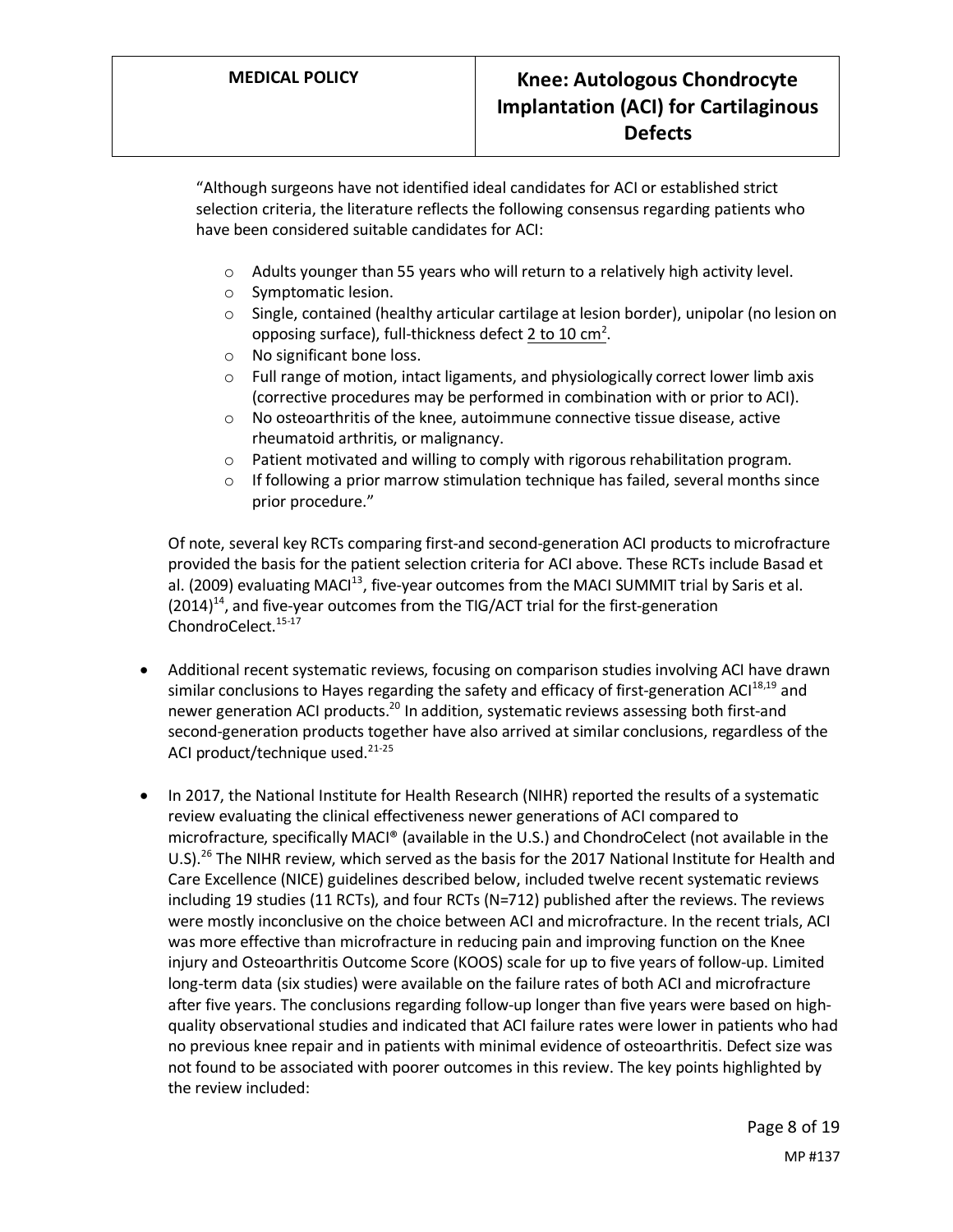"Although surgeons have not identified ideal candidates for ACI or established strict selection criteria, the literature reflects the following consensus regarding patients who have been considered suitable candidates for ACI:

- Adults younger than 55 years who will return to a relatively high activity level.
- Symptomatic lesion.
- Single, contained (healthy articular cartilage at lesion border), unipolar (no lesion on opposing surface), full-thickness defect 2 to 10 $cm^2$.
- No significant bone loss.
- Full range of motion, intact ligaments, and physiologically correct lower limb axis (corrective procedures may be performed in combination with or prior to ACI).
- No osteoarthritis of the knee, autoimmune connective tissue disease, active rheumatoid arthritis, or malignancy.
- Patient motivated and willing to comply with rigorous rehabilitation program.
- If following a prior marrow stimulation technique has failed, several months since prior procedure."

Of note, several key RCTs comparing first-and second-generation ACI products to microfracture provided the basis for the patient selection criteria for ACI above. These RCTs include Basad et al. (2009) evaluating MACI[13], five-year outcomes from the MACI SUMMIT trial by Saris et al. (2014)[14], and five-year outcomes from the TIG/ACT trial for the first-generation ChondroCelect.[15-17]

- Additional recent systematic reviews, focusing on comparison studies involving ACI have drawn similar conclusions to Hayes regarding the safety and efficacy of first-generation ACI[18,19] and newer generation ACI products.[20] In addition, systematic reviews assessing both first-and second-generation products together have also arrived at similar conclusions, regardless of the ACI product/technique used.[21-25]

- In 2017, the National Institute for Health Research (NIHR) reported the results of a systematic review evaluating the clinical effectiveness newer generations of ACI compared to microfracture, specifically MACI® (available in the U.S.) and ChondroCelect (not available in the U.S).[26] The NIHR review, which served as the basis for the 2017 National Institute for Health and Care Excellence (NICE) guidelines described below, included twelve recent systematic reviews including 19 studies (11 RCTs), and four RCTs (N=712) published after the reviews. The reviews were mostly inconclusive on the choice between ACI and microfracture. In the recent trials, ACI was more effective than microfracture in reducing pain and improving function on the Knee injury and Osteoarthritis Outcome Score (KOOS) scale for up to five years of follow-up. Limited long-term data (six studies) were available on the failure rates of both ACI and microfracture after five years. The conclusions regarding follow-up longer than five years were based on high-quality observational studies and indicated that ACI failure rates were lower in patients who had no previous knee repair and in patients with minimal evidence of osteoarthritis. Defect size was not found to be associated with poorer outcomes in this review. The key points highlighted by the review included: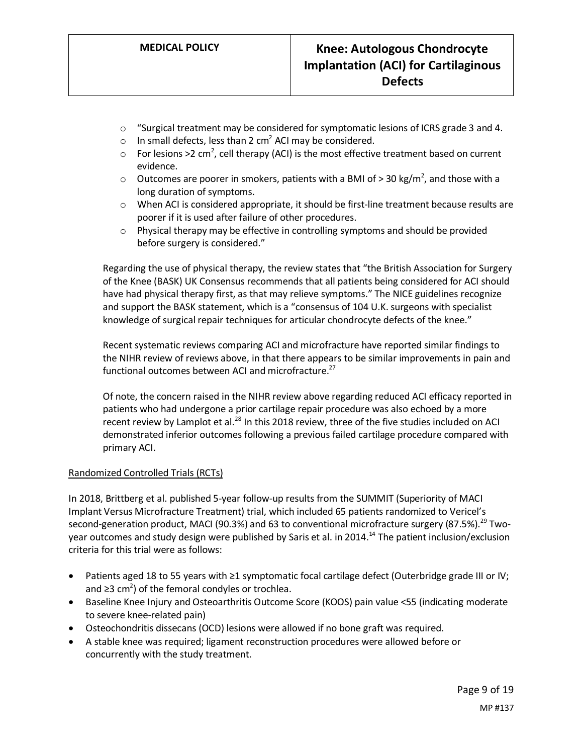- "Surgical treatment may be considered for symptomatic lesions of ICRS grade 3 and 4.
  - In small defects, less than 2 $cm^2$ ACI may be considered.
  - For lesions >2 $cm^2$, cell therapy (ACI) is the most effective treatment based on current evidence.
  - Outcomes are poorer in smokers, patients with a BMI of > 30 $kg/m^2$, and those with a long duration of symptoms.
  - When ACI is considered appropriate, it should be first-line treatment because results are poorer if it is used after failure of other procedures.
  - Physical therapy may be effective in controlling symptoms and should be provided before surgery is considered."

Regarding the use of physical therapy, the review states that "the British Association for Surgery of the Knee (BASK) UK Consensus recommends that all patients being considered for ACI should have had physical therapy first, as that may relieve symptoms." The NICE guidelines recognize and support the BASK statement, which is a "consensus of 104 U.K. surgeons with specialist knowledge of surgical repair techniques for articular chondrocyte defects of the knee."

Recent systematic reviews comparing ACI and microfracture have reported similar findings to the NIHR review of reviews above, in that there appears to be similar improvements in pain and functional outcomes between ACI and microfracture.[27]

Of note, the concern raised in the NIHR review above regarding reduced ACI efficacy reported in patients who had undergone a prior cartilage repair procedure was also echoed by a more recent review by Lamplot et al.[28] In this 2018 review, three of the five studies included on ACI demonstrated inferior outcomes following a previous failed cartilage procedure compared with primary ACI.

Randomized Controlled Trials (RCTs)

In 2018, Brittberg et al. published 5-year follow-up results from the SUMMIT (Superiority of MACI Implant Versus Microfracture Treatment) trial, which included 65 patients randomized to Vericel's second-generation product, MACI (90.3%) and 63 to conventional microfracture surgery (87.5%).[29] Two-year outcomes and study design were published by Saris et al. in 2014.[14] The patient inclusion/exclusion criteria for this trial were as follows:

- Patients aged 18 to 55 years with ≥1 symptomatic focal cartilage defect (Outerbridge grade III or IV; and ≥3 $cm^2$) of the femoral condyles or trochlea.
- Baseline Knee Injury and Osteoarthritis Outcome Score (KOOS) pain value <55 (indicating moderate to severe knee-related pain)
- Osteochondritis dissecans (OCD) lesions were allowed if no bone graft was required.
- A stable knee was required; ligament reconstruction procedures were allowed before or concurrently with the study treatment.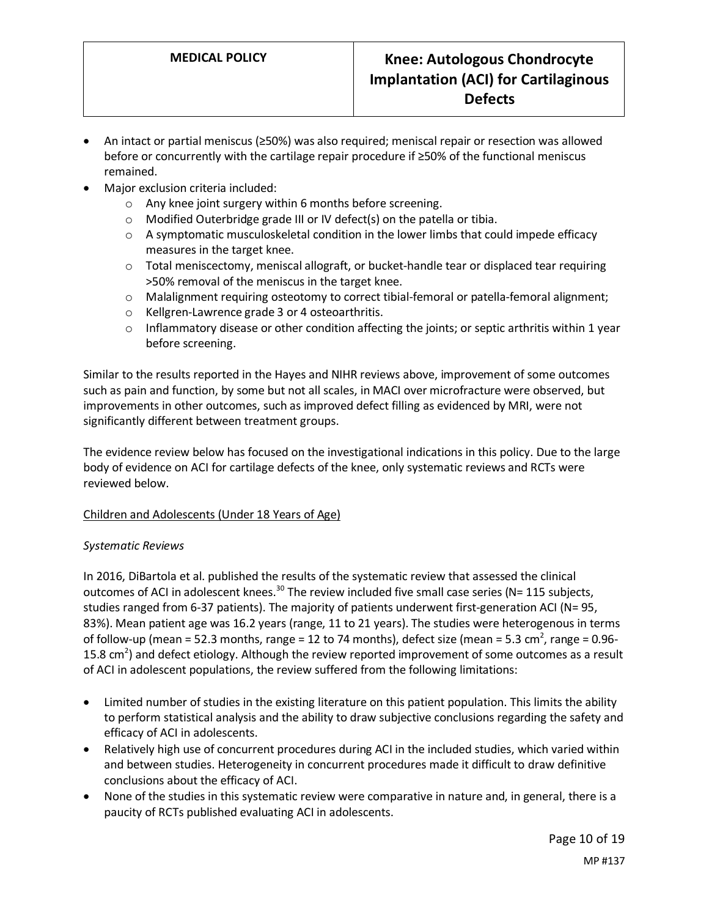- An intact or partial meniscus (≥50%) was also required; meniscal repair or resection was allowed before or concurrently with the cartilage repair procedure if ≥50% of the functional meniscus remained.
- Major exclusion criteria included:
  - Any knee joint surgery within 6 months before screening.
  - Modified Outerbridge grade III or IV defect(s) on the patella or tibia.
  - A symptomatic musculoskeletal condition in the lower limbs that could impede efficacy measures in the target knee.
  - Total meniscectomy, meniscal allograft, or bucket-handle tear or displaced tear requiring >50% removal of the meniscus in the target knee.
  - Malalignment requiring osteotomy to correct tibial-femoral or patella-femoral alignment;
  - Kellgren-Lawrence grade 3 or 4 osteoarthritis.
  - Inflammatory disease or other condition affecting the joints; or septic arthritis within 1 year before screening.

Similar to the results reported in the Hayes and NIHR reviews above, improvement of some outcomes such as pain and function, by some but not all scales, in MACI over microfracture were observed, but improvements in other outcomes, such as improved defect filling as evidenced by MRI, were not significantly different between treatment groups.

The evidence review below has focused on the investigational indications in this policy. Due to the large body of evidence on ACI for cartilage defects of the knee, only systematic reviews and RCTs were reviewed below.

<u>Children and Adolescents (Under 18 Years of Age)</u>

*Systematic Reviews*

In 2016, DiBartola et al. published the results of the systematic review that assessed the clinical outcomes of ACI in adolescent knees.[30] The review included five small case series (N= 115 subjects, studies ranged from 6-37 patients). The majority of patients underwent first-generation ACI (N= 95, 83%). Mean patient age was 16.2 years (range, 11 to 21 years). The studies were heterogenous in terms of follow-up (mean = 52.3 months, range = 12 to 74 months), defect size (mean = 5.3 cm$^2$, range = 0.96-15.8 cm$^2$) and defect etiology. Although the review reported improvement of some outcomes as a result of ACI in adolescent populations, the review suffered from the following limitations:

- Limited number of studies in the existing literature on this patient population. This limits the ability to perform statistical analysis and the ability to draw subjective conclusions regarding the safety and efficacy of ACI in adolescents.
- Relatively high use of concurrent procedures during ACI in the included studies, which varied within and between studies. Heterogeneity in concurrent procedures made it difficult to draw definitive conclusions about the efficacy of ACI.
- None of the studies in this systematic review were comparative in nature and, in general, there is a paucity of RCTs published evaluating ACI in adolescents.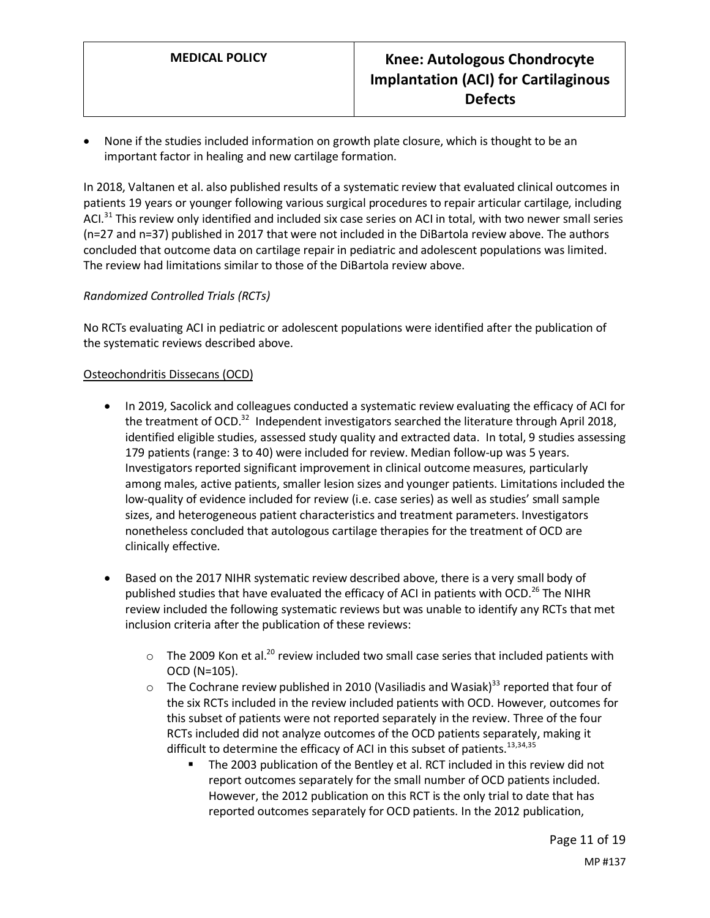- None if the studies included information on growth plate closure, which is thought to be an important factor in healing and new cartilage formation.

In 2018, Valtanen et al. also published results of a systematic review that evaluated clinical outcomes in patients 19 years or younger following various surgical procedures to repair articular cartilage, including ACI.[31] This review only identified and included six case series on ACI in total, with two newer small series (n=27 and n=37) published in 2017 that were not included in the DiBartola review above. The authors concluded that outcome data on cartilage repair in pediatric and adolescent populations was limited. The review had limitations similar to those of the DiBartola review above.

*Randomized Controlled Trials (RCTs)*

No RCTs evaluating ACI in pediatric or adolescent populations were identified after the publication of the systematic reviews described above.

<u>Osteochondritis Dissecans (OCD)</u>

- In 2019, Sacolick and colleagues conducted a systematic review evaluating the efficacy of ACI for the treatment of OCD.[32] Independent investigators searched the literature through April 2018, identified eligible studies, assessed study quality and extracted data. In total, 9 studies assessing 179 patients (range: 3 to 40) were included for review. Median follow-up was 5 years. Investigators reported significant improvement in clinical outcome measures, particularly among males, active patients, smaller lesion sizes and younger patients. Limitations included the low-quality of evidence included for review (i.e. case series) as well as studies' small sample sizes, and heterogeneous patient characteristics and treatment parameters. Investigators nonetheless concluded that autologous cartilage therapies for the treatment of OCD are clinically effective.

- Based on the 2017 NIHR systematic review described above, there is a very small body of published studies that have evaluated the efficacy of ACI in patients with OCD.[26] The NIHR review included the following systematic reviews but was unable to identify any RCTs that met inclusion criteria after the publication of these reviews:
    - The 2009 Kon et al.[20] review included two small case series that included patients with OCD (N=105).
    - The Cochrane review published in 2010 (Vasiliadis and Wasiak)[33] reported that four of the six RCTs included in the review included patients with OCD. However, outcomes for this subset of patients were not reported separately in the review. Three of the four RCTs included did not analyze outcomes of the OCD patients separately, making it difficult to determine the efficacy of ACI in this subset of patients.[13,34,35]
        - The 2003 publication of the Bentley et al. RCT included in this review did not report outcomes separately for the small number of OCD patients included. However, the 2012 publication on this RCT is the only trial to date that has reported outcomes separately for OCD patients. In the 2012 publication,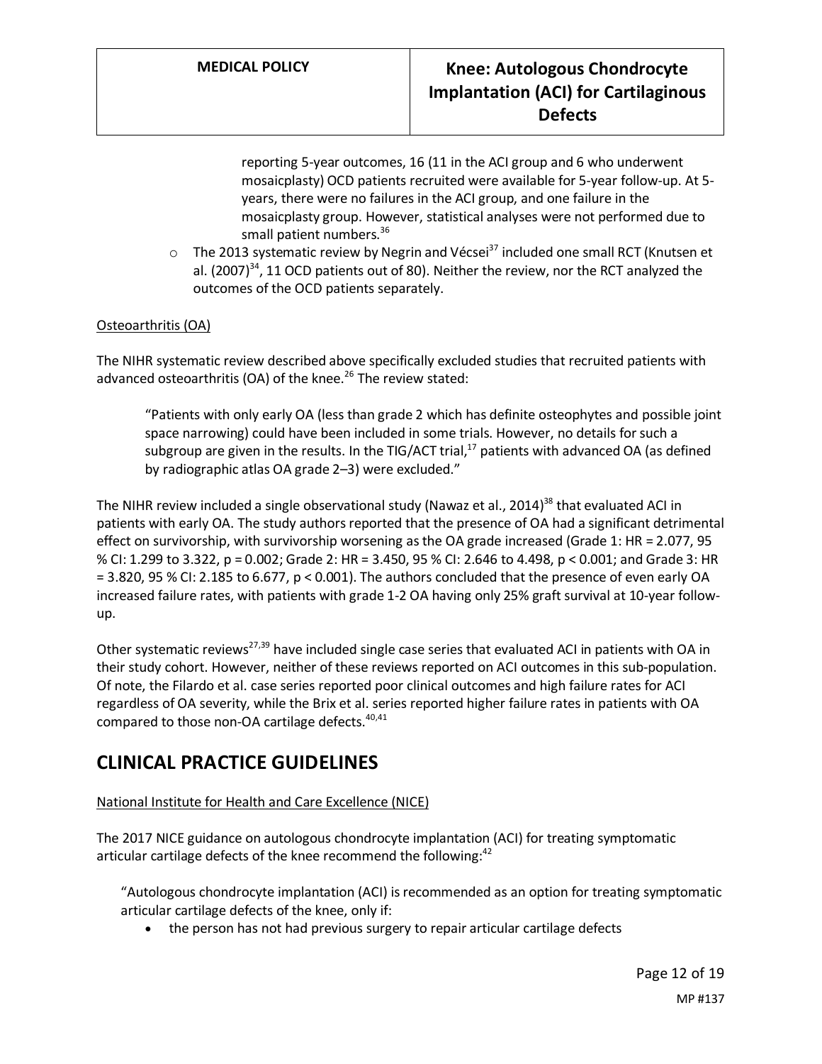reporting 5-year outcomes, 16 (11 in the ACI group and 6 who underwent mosaicplasty) OCD patients recruited were available for 5-year follow-up. At 5-years, there were no failures in the ACI group, and one failure in the mosaicplasty group. However, statistical analyses were not performed due to small patient numbers.[36]

- The 2013 systematic review by Negrin and Vécsei[37] included one small RCT (Knutsen et al. (2007)[34], 11 OCD patients out of 80). Neither the review, nor the RCT analyzed the outcomes of the OCD patients separately.

Osteoarthritis (OA)

The NIHR systematic review described above specifically excluded studies that recruited patients with advanced osteoarthritis (OA) of the knee.[26] The review stated:

> "Patients with only early OA (less than grade 2 which has definite osteophytes and possible joint space narrowing) could have been included in some trials. However, no details for such a subgroup are given in the results. In the TIG/ACT trial,[17] patients with advanced OA (as defined by radiographic atlas OA grade 2–3) were excluded."

The NIHR review included a single observational study (Nawaz et al., 2014)[38] that evaluated ACI in patients with early OA. The study authors reported that the presence of OA had a significant detrimental effect on survivorship, with survivorship worsening as the OA grade increased (Grade 1: HR = 2.077, 95 % CI: 1.299 to 3.322, $p = 0.002$; Grade 2: HR = 3.450, 95 % CI: 2.646 to 4.498, $p < 0.001$; and Grade 3: HR = 3.820, 95 % CI: 2.185 to 6.677, $p < 0.001$). The authors concluded that the presence of even early OA increased failure rates, with patients with grade 1-2 OA having only 25% graft survival at 10-year follow-up.

Other systematic reviews[27,39] have included single case series that evaluated ACI in patients with OA in their study cohort. However, neither of these reviews reported on ACI outcomes in this sub-population. Of note, the Filardo et al. case series reported poor clinical outcomes and high failure rates for ACI regardless of OA severity, while the Brix et al. series reported higher failure rates in patients with OA compared to those non-OA cartilage defects.[40,41]

## CLINICAL PRACTICE GUIDELINES

National Institute for Health and Care Excellence (NICE)

The 2017 NICE guidance on autologous chondrocyte implantation (ACI) for treating symptomatic articular cartilage defects of the knee recommend the following:[42]

"Autologous chondrocyte implantation (ACI) is recommended as an option for treating symptomatic articular cartilage defects of the knee, only if:

- the person has not had previous surgery to repair articular cartilage defects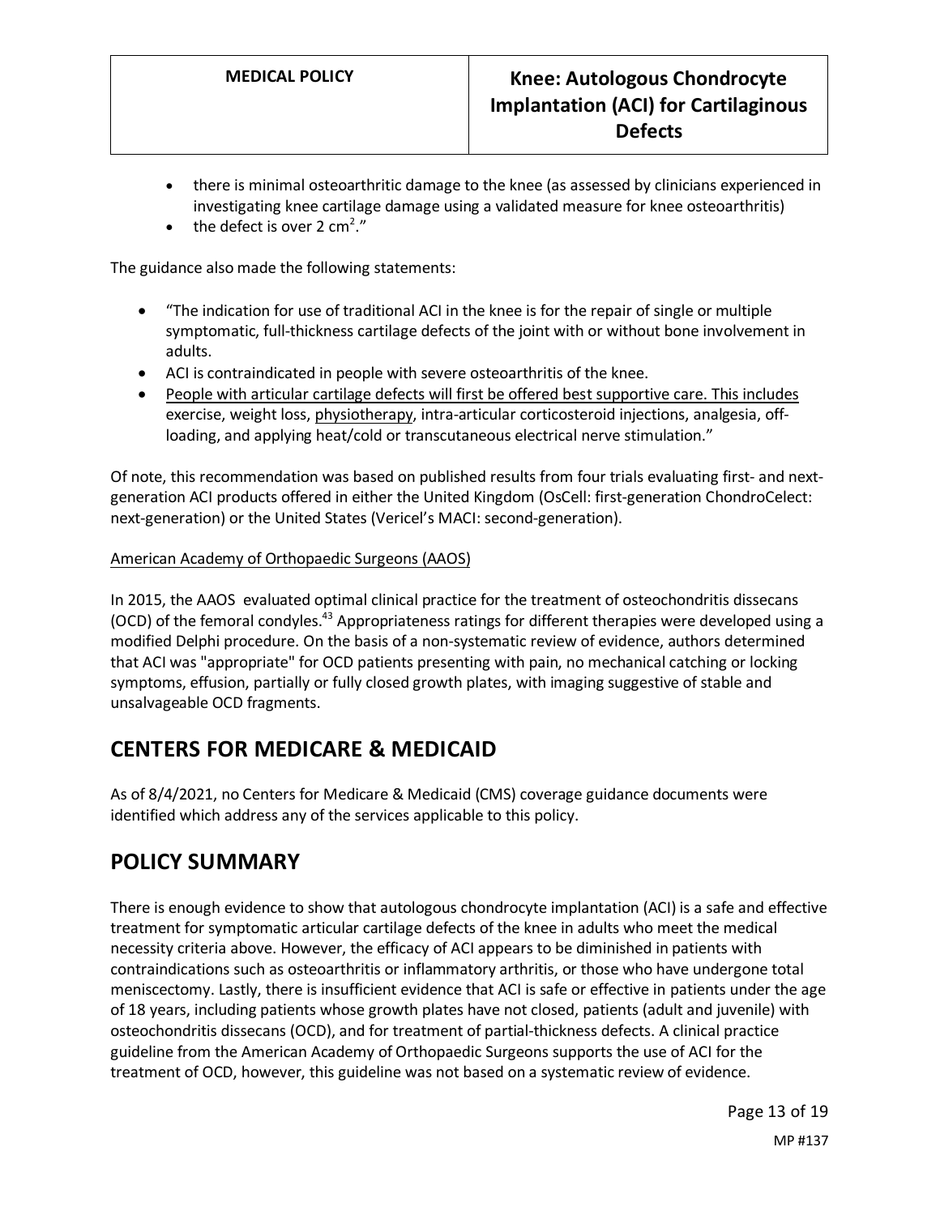- there is minimal osteoarthritic damage to the knee (as assessed by clinicians experienced in investigating knee cartilage damage using a validated measure for knee osteoarthritis)
- the defect is over 2 $cm^2$."

The guidance also made the following statements:

- "The indication for use of traditional ACI in the knee is for the repair of single or multiple symptomatic, full-thickness cartilage defects of the joint with or without bone involvement in adults.
- ACI is contraindicated in people with severe osteoarthritis of the knee.
- People with articular cartilage defects will first be offered best supportive care. This includes exercise, weight loss, physiotherapy, intra-articular corticosteroid injections, analgesia, off-loading, and applying heat/cold or transcutaneous electrical nerve stimulation."

Of note, this recommendation was based on published results from four trials evaluating first- and next-generation ACI products offered in either the United Kingdom (OsCell: first-generation ChondroCelect: next-generation) or the United States (Vericel's MACI: second-generation).

American Academy of Orthopaedic Surgeons (AAOS)

In 2015, the AAOS evaluated optimal clinical practice for the treatment of osteochondritis dissecans (OCD) of the femoral condyles.[43] Appropriateness ratings for different therapies were developed using a modified Delphi procedure. On the basis of a non-systematic review of evidence, authors determined that ACI was "appropriate" for OCD patients presenting with pain, no mechanical catching or locking symptoms, effusion, partially or fully closed growth plates, with imaging suggestive of stable and unsalvageable OCD fragments.

## CENTERS FOR MEDICARE & MEDICAID

As of 8/4/2021, no Centers for Medicare & Medicaid (CMS) coverage guidance documents were identified which address any of the services applicable to this policy.

## POLICY SUMMARY

There is enough evidence to show that autologous chondrocyte implantation (ACI) is a safe and effective treatment for symptomatic articular cartilage defects of the knee in adults who meet the medical necessity criteria above. However, the efficacy of ACI appears to be diminished in patients with contraindications such as osteoarthritis or inflammatory arthritis, or those who have undergone total meniscectomy. Lastly, there is insufficient evidence that ACI is safe or effective in patients under the age of 18 years, including patients whose growth plates have not closed, patients (adult and juvenile) with osteochondritis dissecans (OCD), and for treatment of partial-thickness defects. A clinical practice guideline from the American Academy of Orthopaedic Surgeons supports the use of ACI for the treatment of OCD, however, this guideline was not based on a systematic review of evidence.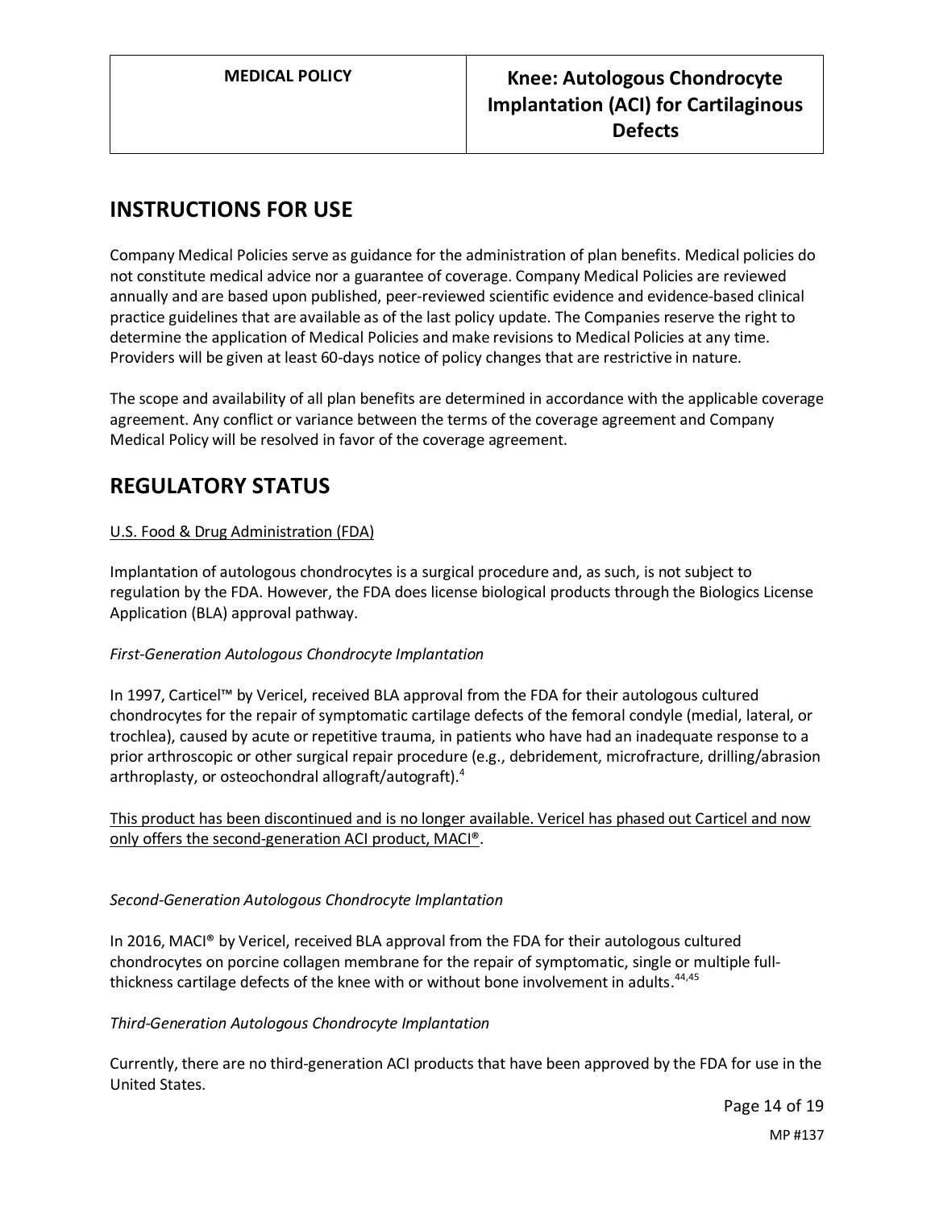## INSTRUCTIONS FOR USE

Company Medical Policies serve as guidance for the administration of plan benefits. Medical policies do not constitute medical advice nor a guarantee of coverage. Company Medical Policies are reviewed annually and are based upon published, peer-reviewed scientific evidence and evidence-based clinical practice guidelines that are available as of the last policy update. The Companies reserve the right to determine the application of Medical Policies and make revisions to Medical Policies at any time. Providers will be given at least 60-days notice of policy changes that are restrictive in nature.

The scope and availability of all plan benefits are determined in accordance with the applicable coverage agreement. Any conflict or variance between the terms of the coverage agreement and Company Medical Policy will be resolved in favor of the coverage agreement.

## REGULATORY STATUS

<u>U.S. Food & Drug Administration (FDA)</u>

Implantation of autologous chondrocytes is a surgical procedure and, as such, is not subject to regulation by the FDA. However, the FDA does license biological products through the Biologics License Application (BLA) approval pathway.

*First-Generation Autologous Chondrocyte Implantation*

In 1997, Carticel™ by Vericel, received BLA approval from the FDA for their autologous cultured chondrocytes for the repair of symptomatic cartilage defects of the femoral condyle (medial, lateral, or trochlea), caused by acute or repetitive trauma, in patients who have had an inadequate response to a prior arthroscopic or other surgical repair procedure (e.g., debridement, microfracture, drilling/abrasion arthroplasty, or osteochondral allograft/autograft).[4]

<u>This product has been discontinued and is no longer available. Vericel has phased out Carticel and now only offers the second-generation ACI product, MACI®.</u>

*Second-Generation Autologous Chondrocyte Implantation*

In 2016, MACI® by Vericel, received BLA approval from the FDA for their autologous cultured chondrocytes on porcine collagen membrane for the repair of symptomatic, single or multiple full-thickness cartilage defects of the knee with or without bone involvement in adults.[44,45]

*Third-Generation Autologous Chondrocyte Implantation*

Currently, there are no third-generation ACI products that have been approved by the FDA for use in the United States.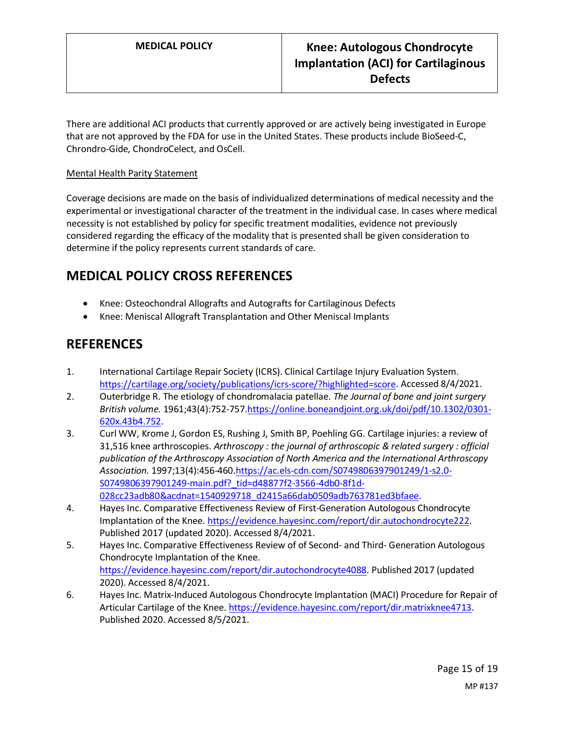There are additional ACI products that currently approved or are actively being investigated in Europe that are not approved by the FDA for use in the United States. These products include BioSeed-C, Chrondro-Gide, ChondroCelect, and OsCell.

Mental Health Parity Statement

Coverage decisions are made on the basis of individualized determinations of medical necessity and the experimental or investigational character of the treatment in the individual case. In cases where medical necessity is not established by policy for specific treatment modalities, evidence not previously considered regarding the efficacy of the modality that is presented shall be given consideration to determine if the policy represents current standards of care.

## MEDICAL POLICY CROSS REFERENCES

- Knee: Osteochondral Allografts and Autografts for Cartilaginous Defects
- Knee: Meniscal Allograft Transplantation and Other Meniscal Implants

## REFERENCES

1. International Cartilage Repair Society (ICRS). Clinical Cartilage Injury Evaluation System. https://cartilage.org/society/publications/icrs-score/?highlighted=score. Accessed 8/4/2021.
2. Outerbridge R. The etiology of chondromalacia patellae. *The Journal of bone and joint surgery British volume.* 1961;43(4):752-757.https://online.boneandjoint.org.uk/doi/pdf/10.1302/0301-620x.43b4.752.
3. Curl WW, Krome J, Gordon ES, Rushing J, Smith BP, Poehling GG. Cartilage injuries: a review of 31,516 knee arthroscopies. *Arthroscopy : the journal of arthroscopic & related surgery : official publication of the Arthroscopy Association of North America and the International Arthroscopy Association.* 1997;13(4):456-460.https://ac.els-cdn.com/S0749806397901249/1-s2.0-S0749806397901249-main.pdf?_tid=d48877f2-3566-4db0-8f1d-028cc23adb80&acdnat=1540929718_d2415a66dab0509adb763781ed3bfaee.
4. Hayes Inc. Comparative Effectiveness Review of First-Generation Autologous Chondrocyte Implantation of the Knee. https://evidence.hayesinc.com/report/dir.autochondrocyte222. Published 2017 (updated 2020). Accessed 8/4/2021.
5. Hayes Inc. Comparative Effectiveness Review of of Second- and Third- Generation Autologous Chondrocyte Implantation of the Knee. https://evidence.hayesinc.com/report/dir.autochondrocyte4088. Published 2017 (updated 2020). Accessed 8/4/2021.
6. Hayes Inc. Matrix-Induced Autologous Chondrocyte Implantation (MACI) Procedure for Repair of Articular Cartilage of the Knee. https://evidence.hayesinc.com/report/dir.matrixknee4713. Published 2020. Accessed 8/5/2021.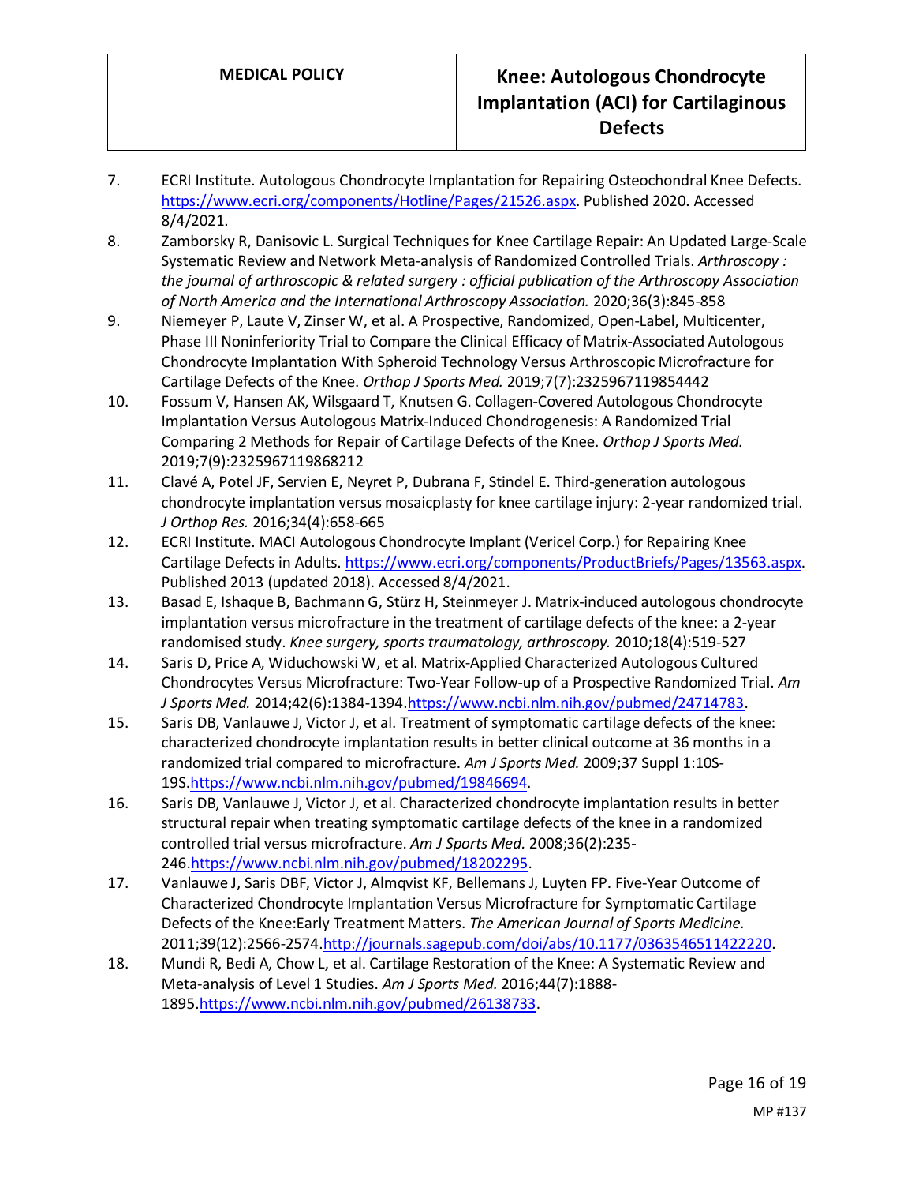7. ECRI Institute. Autologous Chondrocyte Implantation for Repairing Osteochondral Knee Defects. https://www.ecri.org/components/Hotline/Pages/21526.aspx. Published 2020. Accessed 8/4/2021.
8. Zamborsky R, Danisovic L. Surgical Techniques for Knee Cartilage Repair: An Updated Large-Scale Systematic Review and Network Meta-analysis of Randomized Controlled Trials. *Arthroscopy : the journal of arthroscopic & related surgery : official publication of the Arthroscopy Association of North America and the International Arthroscopy Association.* 2020;36(3):845-858
9. Niemeyer P, Laute V, Zinser W, et al. A Prospective, Randomized, Open-Label, Multicenter, Phase III Noninferiority Trial to Compare the Clinical Efficacy of Matrix-Associated Autologous Chondrocyte Implantation With Spheroid Technology Versus Arthroscopic Microfracture for Cartilage Defects of the Knee. *Orthop J Sports Med.* 2019;7(7):2325967119854442
10. Fossum V, Hansen AK, Wilsgaard T, Knutsen G. Collagen-Covered Autologous Chondrocyte Implantation Versus Autologous Matrix-Induced Chondrogenesis: A Randomized Trial Comparing 2 Methods for Repair of Cartilage Defects of the Knee. *Orthop J Sports Med.* 2019;7(9):2325967119868212
11. Clavé A, Potel JF, Servien E, Neyret P, Dubrana F, Stindel E. Third-generation autologous chondrocyte implantation versus mosaicplasty for knee cartilage injury: 2-year randomized trial. *J Orthop Res.* 2016;34(4):658-665
12. ECRI Institute. MACI Autologous Chondrocyte Implant (Vericel Corp.) for Repairing Knee Cartilage Defects in Adults. https://www.ecri.org/components/ProductBriefs/Pages/13563.aspx. Published 2013 (updated 2018). Accessed 8/4/2021.
13. Basad E, Ishaque B, Bachmann G, Stürz H, Steinmeyer J. Matrix-induced autologous chondrocyte implantation versus microfracture in the treatment of cartilage defects of the knee: a 2-year randomised study. *Knee surgery, sports traumatology, arthroscopy.* 2010;18(4):519-527
14. Saris D, Price A, Widuchowski W, et al. Matrix-Applied Characterized Autologous Cultured Chondrocytes Versus Microfracture: Two-Year Follow-up of a Prospective Randomized Trial. *Am J Sports Med.* 2014;42(6):1384-1394.https://www.ncbi.nlm.nih.gov/pubmed/24714783.
15. Saris DB, Vanlauwe J, Victor J, et al. Treatment of symptomatic cartilage defects of the knee: characterized chondrocyte implantation results in better clinical outcome at 36 months in a randomized trial compared to microfracture. *Am J Sports Med.* 2009;37 Suppl 1:10S-19S.https://www.ncbi.nlm.nih.gov/pubmed/19846694.
16. Saris DB, Vanlauwe J, Victor J, et al. Characterized chondrocyte implantation results in better structural repair when treating symptomatic cartilage defects of the knee in a randomized controlled trial versus microfracture. *Am J Sports Med.* 2008;36(2):235-246.https://www.ncbi.nlm.nih.gov/pubmed/18202295.
17. Vanlauwe J, Saris DBF, Victor J, Almqvist KF, Bellemans J, Luyten FP. Five-Year Outcome of Characterized Chondrocyte Implantation Versus Microfracture for Symptomatic Cartilage Defects of the Knee:Early Treatment Matters. *The American Journal of Sports Medicine.* 2011;39(12):2566-2574.http://journals.sagepub.com/doi/abs/10.1177/0363546511422220.
18. Mundi R, Bedi A, Chow L, et al. Cartilage Restoration of the Knee: A Systematic Review and Meta-analysis of Level 1 Studies. *Am J Sports Med.* 2016;44(7):1888-1895.https://www.ncbi.nlm.nih.gov/pubmed/26138733.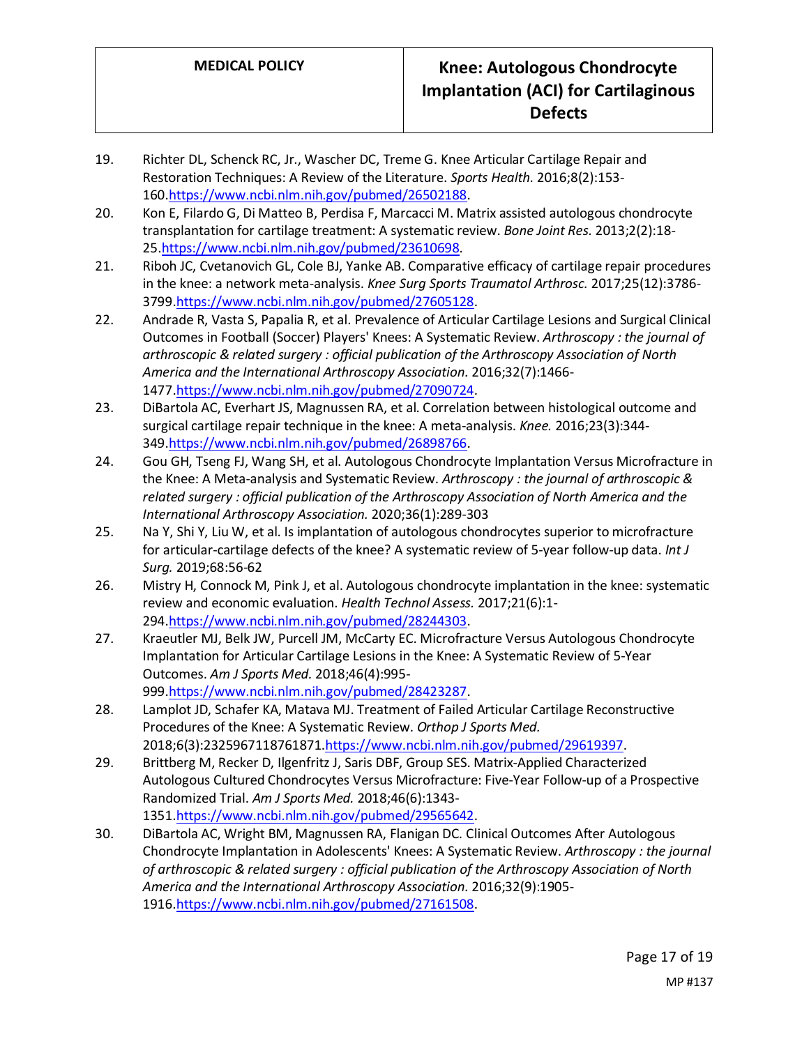19. Richter DL, Schenck RC, Jr., Wascher DC, Treme G. Knee Articular Cartilage Repair and Restoration Techniques: A Review of the Literature. *Sports Health.* 2016;8(2):153-160.https://www.ncbi.nlm.nih.gov/pubmed/26502188.
20. Kon E, Filardo G, Di Matteo B, Perdisa F, Marcacci M. Matrix assisted autologous chondrocyte transplantation for cartilage treatment: A systematic review. *Bone Joint Res.* 2013;2(2):18-25.https://www.ncbi.nlm.nih.gov/pubmed/23610698.
21. Riboh JC, Cvetanovich GL, Cole BJ, Yanke AB. Comparative efficacy of cartilage repair procedures in the knee: a network meta-analysis. *Knee Surg Sports Traumatol Arthrosc.* 2017;25(12):3786-3799.https://www.ncbi.nlm.nih.gov/pubmed/27605128.
22. Andrade R, Vasta S, Papalia R, et al. Prevalence of Articular Cartilage Lesions and Surgical Clinical Outcomes in Football (Soccer) Players' Knees: A Systematic Review. *Arthroscopy : the journal of arthroscopic & related surgery : official publication of the Arthroscopy Association of North America and the International Arthroscopy Association.* 2016;32(7):1466-1477.https://www.ncbi.nlm.nih.gov/pubmed/27090724.
23. DiBartola AC, Everhart JS, Magnussen RA, et al. Correlation between histological outcome and surgical cartilage repair technique in the knee: A meta-analysis. *Knee.* 2016;23(3):344-349.https://www.ncbi.nlm.nih.gov/pubmed/26898766.
24. Gou GH, Tseng FJ, Wang SH, et al. Autologous Chondrocyte Implantation Versus Microfracture in the Knee: A Meta-analysis and Systematic Review. *Arthroscopy : the journal of arthroscopic & related surgery : official publication of the Arthroscopy Association of North America and the International Arthroscopy Association.* 2020;36(1):289-303
25. Na Y, Shi Y, Liu W, et al. Is implantation of autologous chondrocytes superior to microfracture for articular-cartilage defects of the knee? A systematic review of 5-year follow-up data. *Int J Surg.* 2019;68:56-62
26. Mistry H, Connock M, Pink J, et al. Autologous chondrocyte implantation in the knee: systematic review and economic evaluation. *Health Technol Assess.* 2017;21(6):1-294.https://www.ncbi.nlm.nih.gov/pubmed/28244303.
27. Kraeutler MJ, Belk JW, Purcell JM, McCarty EC. Microfracture Versus Autologous Chondrocyte Implantation for Articular Cartilage Lesions in the Knee: A Systematic Review of 5-Year Outcomes. *Am J Sports Med.* 2018;46(4):995-999.https://www.ncbi.nlm.nih.gov/pubmed/28423287.
28. Lamplot JD, Schafer KA, Matava MJ. Treatment of Failed Articular Cartilage Reconstructive Procedures of the Knee: A Systematic Review. *Orthop J Sports Med.* 2018;6(3):2325967118761871.https://www.ncbi.nlm.nih.gov/pubmed/29619397.
29. Brittberg M, Recker D, Ilgenfritz J, Saris DBF, Group SES. Matrix-Applied Characterized Autologous Cultured Chondrocytes Versus Microfracture: Five-Year Follow-up of a Prospective Randomized Trial. *Am J Sports Med.* 2018;46(6):1343-1351.https://www.ncbi.nlm.nih.gov/pubmed/29565642.
30. DiBartola AC, Wright BM, Magnussen RA, Flanigan DC. Clinical Outcomes After Autologous Chondrocyte Implantation in Adolescents' Knees: A Systematic Review. *Arthroscopy : the journal of arthroscopic & related surgery : official publication of the Arthroscopy Association of North America and the International Arthroscopy Association.* 2016;32(9):1905-1916.https://www.ncbi.nlm.nih.gov/pubmed/27161508.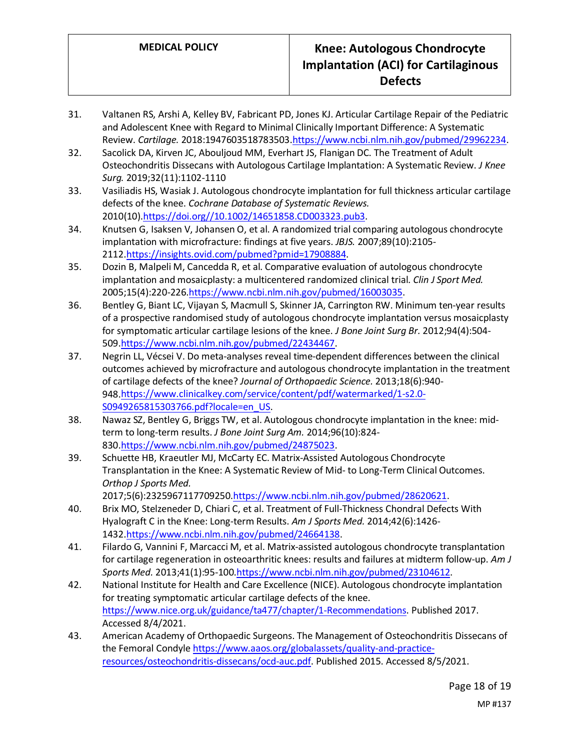31. Valtanen RS, Arshi A, Kelley BV, Fabricant PD, Jones KJ. Articular Cartilage Repair of the Pediatric and Adolescent Knee with Regard to Minimal Clinically Important Difference: A Systematic Review. *Cartilage.* 2018:1947603518783503.https://www.ncbi.nlm.nih.gov/pubmed/29962234.
32. Sacolick DA, Kirven JC, Abouljoud MM, Everhart JS, Flanigan DC. The Treatment of Adult Osteochondritis Dissecans with Autologous Cartilage Implantation: A Systematic Review. *J Knee Surg.* 2019;32(11):1102-1110
33. Vasiliadis HS, Wasiak J. Autologous chondrocyte implantation for full thickness articular cartilage defects of the knee. *Cochrane Database of Systematic Reviews.* 2010(10).https://doi.org//10.1002/14651858.CD003323.pub3.
34. Knutsen G, Isaksen V, Johansen O, et al. A randomized trial comparing autologous chondrocyte implantation with microfracture: findings at five years. *JBJS.* 2007;89(10):2105-2112.https://insights.ovid.com/pubmed?pmid=17908884.
35. Dozin B, Malpeli M, Cancedda R, et al. Comparative evaluation of autologous chondrocyte implantation and mosaicplasty: a multicentered randomized clinical trial. *Clin J Sport Med.* 2005;15(4):220-226.https://www.ncbi.nlm.nih.gov/pubmed/16003035.
36. Bentley G, Biant LC, Vijayan S, Macmull S, Skinner JA, Carrington RW. Minimum ten-year results of a prospective randomised study of autologous chondrocyte implantation versus mosaicplasty for symptomatic articular cartilage lesions of the knee. *J Bone Joint Surg Br.* 2012;94(4):504-509.https://www.ncbi.nlm.nih.gov/pubmed/22434467.
37. Negrin LL, Vécsei V. Do meta-analyses reveal time-dependent differences between the clinical outcomes achieved by microfracture and autologous chondrocyte implantation in the treatment of cartilage defects of the knee? *Journal of Orthopaedic Science.* 2013;18(6):940-948.https://www.clinicalkey.com/service/content/pdf/watermarked/1-s2.0-S0949265815303766.pdf?locale=en_US.
38. Nawaz SZ, Bentley G, Briggs TW, et al. Autologous chondrocyte implantation in the knee: mid-term to long-term results. *J Bone Joint Surg Am.* 2014;96(10):824-830.https://www.ncbi.nlm.nih.gov/pubmed/24875023.
39. Schuette HB, Kraeutler MJ, McCarty EC. Matrix-Assisted Autologous Chondrocyte Transplantation in the Knee: A Systematic Review of Mid- to Long-Term Clinical Outcomes. *Orthop J Sports Med.* 2017;5(6):2325967117709250.https://www.ncbi.nlm.nih.gov/pubmed/28620621.
40. Brix MO, Stelzeneder D, Chiari C, et al. Treatment of Full-Thickness Chondral Defects With Hyalograft C in the Knee: Long-term Results. *Am J Sports Med.* 2014;42(6):1426-1432.https://www.ncbi.nlm.nih.gov/pubmed/24664138.
41. Filardo G, Vannini F, Marcacci M, et al. Matrix-assisted autologous chondrocyte transplantation for cartilage regeneration in osteoarthritic knees: results and failures at midterm follow-up. *Am J Sports Med.* 2013;41(1):95-100.https://www.ncbi.nlm.nih.gov/pubmed/23104612.
42. National Institute for Health and Care Excellence (NICE). Autologous chondrocyte implantation for treating symptomatic articular cartilage defects of the knee. https://www.nice.org.uk/guidance/ta477/chapter/1-Recommendations. Published 2017. Accessed 8/4/2021.
43. American Academy of Orthopaedic Surgeons. The Management of Osteochondritis Dissecans of the Femoral Condyle https://www.aaos.org/globalassets/quality-and-practice-resources/osteochondritis-dissecans/ocd-auc.pdf. Published 2015. Accessed 8/5/2021.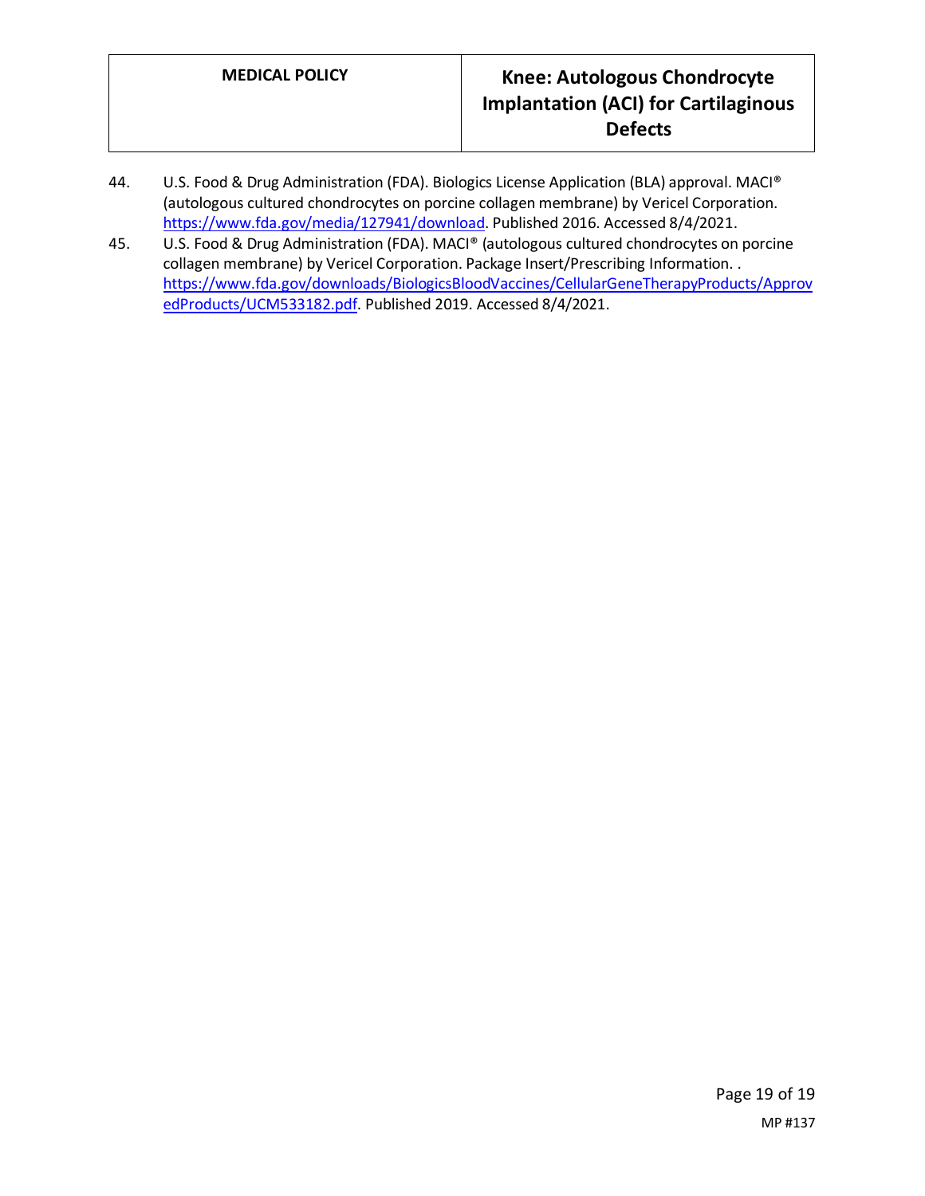44. U.S. Food & Drug Administration (FDA). Biologics License Application (BLA) approval. MACI® (autologous cultured chondrocytes on porcine collagen membrane) by Vericel Corporation. https://www.fda.gov/media/127941/download. Published 2016. Accessed 8/4/2021.
45. U.S. Food & Drug Administration (FDA). MACI® (autologous cultured chondrocytes on porcine collagen membrane) by Vericel Corporation. Package Insert/Prescribing Information. . https://www.fda.gov/downloads/BiologicsBloodVaccines/CellularGeneTherapyProducts/ApprovedProducts/UCM533182.pdf. Published 2019. Accessed 8/4/2021.